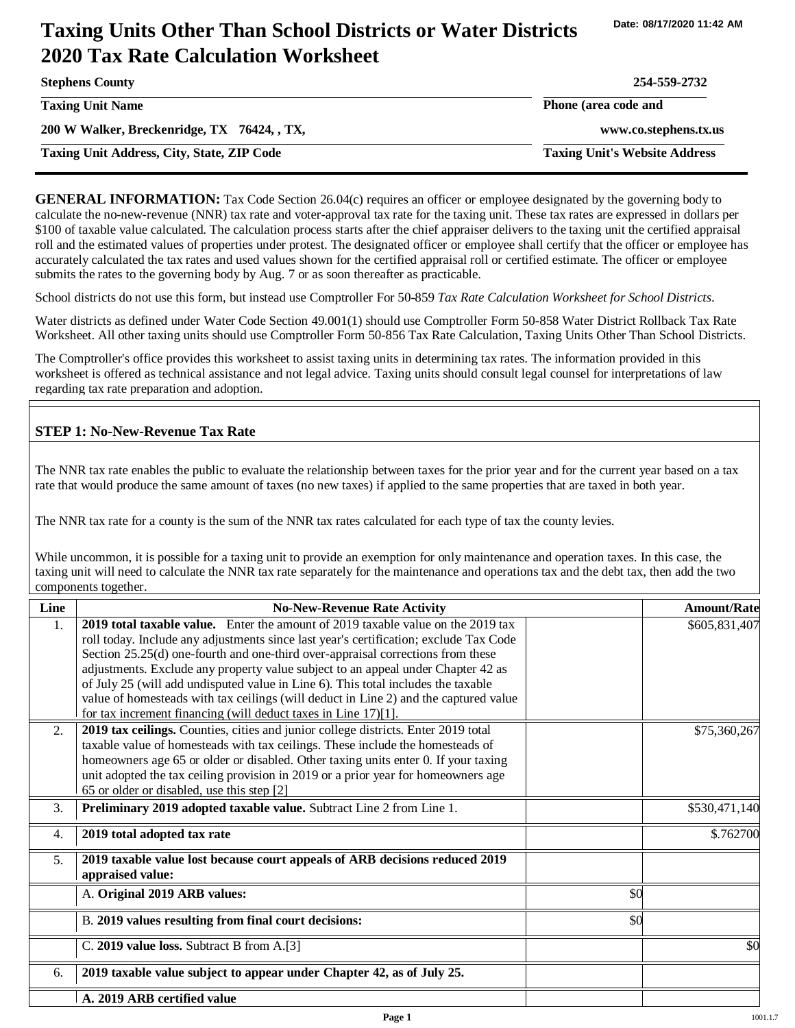# Taxing Units Other Than School Districts or Water Districts 2020 Tax Rate Calculation Worksheet

Date: 08/17/2020 11:42 AM

| | |
|---|---|
| **Stephens County** | **254-559-2732** |
| **Taxing Unit Name** | **Phone (area code and** |
| **200 W Walker, Breckenridge, TX 76424, , TX,** | **www.co.stephens.tx.us** |
| **Taxing Unit Address, City, State, ZIP Code** | **Taxing Unit's Website Address** |

**GENERAL INFORMATION:** Tax Code Section 26.04(c) requires an officer or employee designated by the governing body to calculate the no-new-revenue (NNR) tax rate and voter-approval tax rate for the taxing unit. These tax rates are expressed in dollars per $100 of taxable value calculated. The calculation process starts after the chief appraiser delivers to the taxing unit the certified appraisal roll and the estimated values of properties under protest. The designated officer or employee shall certify that the officer or employee has accurately calculated the tax rates and used values shown for the certified appraisal roll or certified estimate. The officer or employee submits the rates to the governing body by Aug. 7 or as soon thereafter as practicable.

School districts do not use this form, but instead use Comptroller For 50-859 *Tax Rate Calculation Worksheet for School Districts*.

Water districts as defined under Water Code Section 49.001(1) should use Comptroller Form 50-858 Water District Rollback Tax Rate Worksheet. All other taxing units should use Comptroller Form 50-856 Tax Rate Calculation, Taxing Units Other Than School Districts.

The Comptroller's office provides this worksheet to assist taxing units in determining tax rates. The information provided in this worksheet is offered as technical assistance and not legal advice. Taxing units should consult legal counsel for interpretations of law regarding tax rate preparation and adoption.

## STEP 1: No-New-Revenue Tax Rate

The NNR tax rate enables the public to evaluate the relationship between taxes for the prior year and for the current year based on a tax rate that would produce the same amount of taxes (no new taxes) if applied to the same properties that are taxed in both year.

The NNR tax rate for a county is the sum of the NNR tax rates calculated for each type of tax the county levies.

While uncommon, it is possible for a taxing unit to provide an exemption for only maintenance and operation taxes. In this case, the taxing unit will need to calculate the NNR tax rate separately for the maintenance and operations tax and the debt tax, then add the two components together.

| Line | No-New-Revenue Rate Activity | | Amount/Rate |
|---|---|---|---|
| 1. | **2019 total taxable value.** Enter the amount of 2019 taxable value on the 2019 tax roll today. Include any adjustments since last year's certification; exclude Tax Code Section 25.25(d) one-fourth and one-third over-appraisal corrections from these adjustments. Exclude any property value subject to an appeal under Chapter 42 as of July 25 (will add undisputed value in Line 6). This total includes the taxable value of homesteads with tax ceilings (will deduct in Line 2) and the captured value for tax increment financing (will deduct taxes in Line 17)[1]. | | $605,831,407 |
| 2. | **2019 tax ceilings.** Counties, cities and junior college districts. Enter 2019 total taxable value of homesteads with tax ceilings. These include the homesteads of homeowners age 65 or older or disabled. Other taxing units enter 0. If your taxing unit adopted the tax ceiling provision in 2019 or a prior year for homeowners age 65 or older or disabled, use this step [2] | | $75,360,267 |
| 3. | **Preliminary 2019 adopted taxable value.** Subtract Line 2 from Line 1. | | $530,471,140 |
| 4. | **2019 total adopted tax rate** | | $.762700 |
| 5. | **2019 taxable value lost because court appeals of ARB decisions reduced 2019 appraised value:** | | |
| | A. **Original 2019 ARB values:** | $0 | |
| | B. **2019 values resulting from final court decisions:** | $0 | |
| | C. **2019 value loss.** Subtract B from A.[3] | | $0 |
| 6. | **2019 taxable value subject to appear under Chapter 42, as of July 25.** | | |
| | **A. 2019 ARB certified value** | | |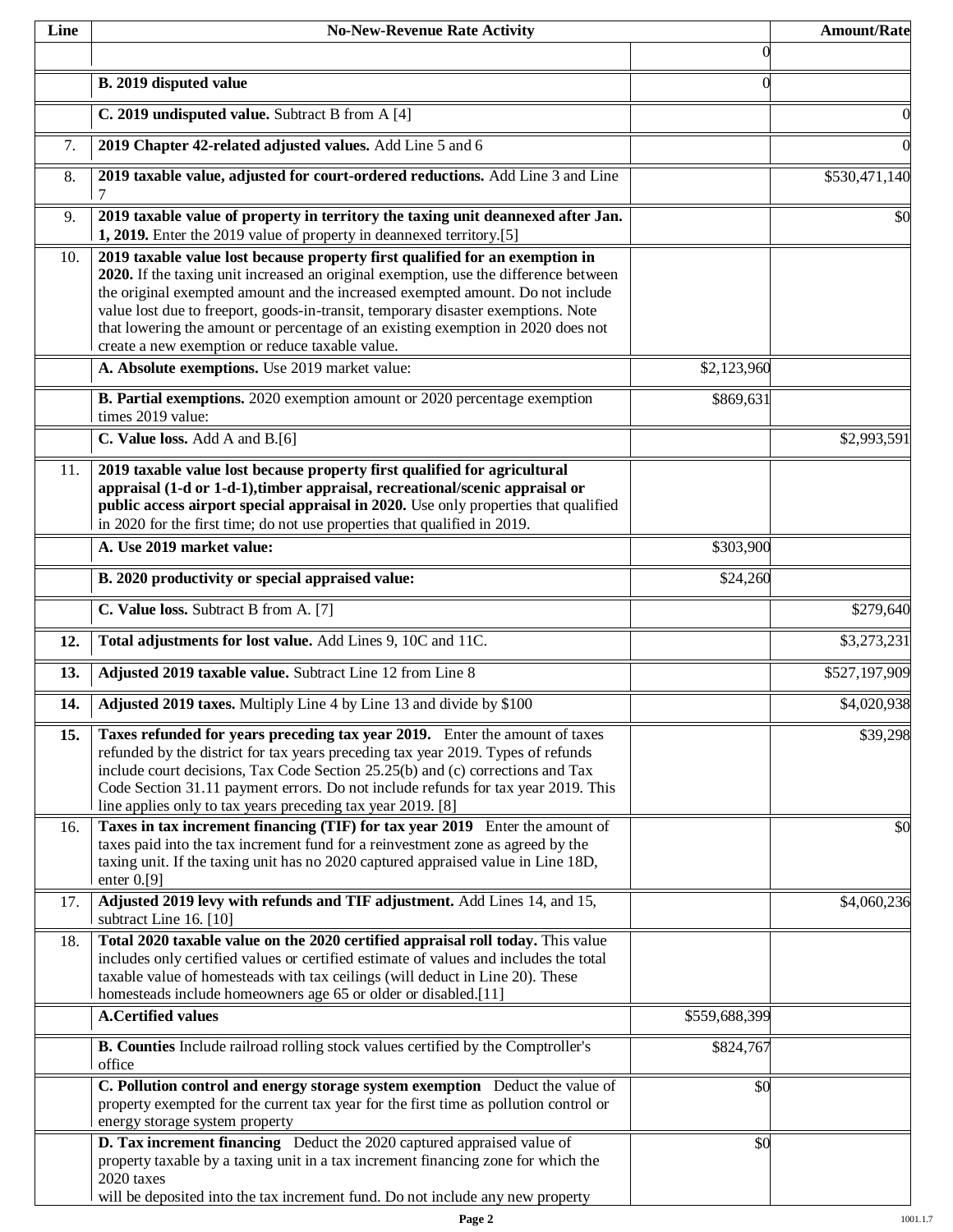| Line | No-New-Revenue Rate Activity | | Amount/Rate |
|---|---|---|---|
| | | 0 | |
| | **B. 2019 disputed value** | 0 | |
| | **C. 2019 undisputed value.** Subtract B from A [4] | | 0 |
| 7. | **2019 Chapter 42-related adjusted values.** Add Line 5 and 6 | | 0 |
| 8. | **2019 taxable value, adjusted for court-ordered reductions.** Add Line 3 and Line 7 | | $530,471,140 |
| 9. | **2019 taxable value of property in territory the taxing unit deannexed after Jan. 1, 2019.** Enter the 2019 value of property in deannexed territory.[5] | | $0 |
| 10. | **2019 taxable value lost because property first qualified for an exemption in 2020.** If the taxing unit increased an original exemption, use the difference between the original exempted amount and the increased exempted amount. Do not include value lost due to freeport, goods-in-transit, temporary disaster exemptions. Note that lowering the amount or percentage of an existing exemption in 2020 does not create a new exemption or reduce taxable value. | | |
| | **A. Absolute exemptions.** Use 2019 market value: | $2,123,960 | |
| | **B. Partial exemptions.** 2020 exemption amount or 2020 percentage exemption times 2019 value: | $869,631 | |
| | **C. Value loss.** Add A and B.[6] | | $2,993,591 |
| 11. | **2019 taxable value lost because property first qualified for agricultural appraisal (1-d or 1-d-1),timber appraisal, recreational/scenic appraisal or public access airport special appraisal in 2020.** Use only properties that qualified in 2020 for the first time; do not use properties that qualified in 2019. | | |
| | **A. Use 2019 market value:** | $303,900 | |
| | **B. 2020 productivity or special appraised value:** | $24,260 | |
| | **C. Value loss.** Subtract B from A. [7] | | $279,640 |
| **12.** | **Total adjustments for lost value.** Add Lines 9, 10C and 11C. | | $3,273,231 |
| **13.** | **Adjusted 2019 taxable value.** Subtract Line 12 from Line 8 | | $527,197,909 |
| **14.** | **Adjusted 2019 taxes.** Multiply Line 4 by Line 13 and divide by $100 | | $4,020,938 |
| **15.** | **Taxes refunded for years preceding tax year 2019.** Enter the amount of taxes refunded by the district for tax years preceding tax year 2019. Types of refunds include court decisions, Tax Code Section 25.25(b) and (c) corrections and Tax Code Section 31.11 payment errors. Do not include refunds for tax year 2019. This line applies only to tax years preceding tax year 2019. [8] | | $39,298 |
| 16. | **Taxes in tax increment financing (TIF) for tax year 2019** Enter the amount of taxes paid into the tax increment fund for a reinvestment zone as agreed by the taxing unit. If the taxing unit has no 2020 captured appraised value in Line 18D, enter 0.[9] | | $0 |
| 17. | **Adjusted 2019 levy with refunds and TIF adjustment.** Add Lines 14, and 15, subtract Line 16. [10] | | $4,060,236 |
| 18. | **Total 2020 taxable value on the 2020 certified appraisal roll today.** This value includes only certified values or certified estimate of values and includes the total taxable value of homesteads with tax ceilings (will deduct in Line 20). These homesteads include homeowners age 65 or older or disabled.[11] | | |
| | **A.Certified values** | $559,688,399 | |
| | **B. Counties** Include railroad rolling stock values certified by the Comptroller's office | $824,767 | |
| | **C. Pollution control and energy storage system exemption** Deduct the value of property exempted for the current tax year for the first time as pollution control or energy storage system property | $0 | |
| | **D. Tax increment financing** Deduct the 2020 captured appraised value of property taxable by a taxing unit in a tax increment financing zone for which the 2020 taxes will be deposited into the tax increment fund. Do not include any new property | $0 | |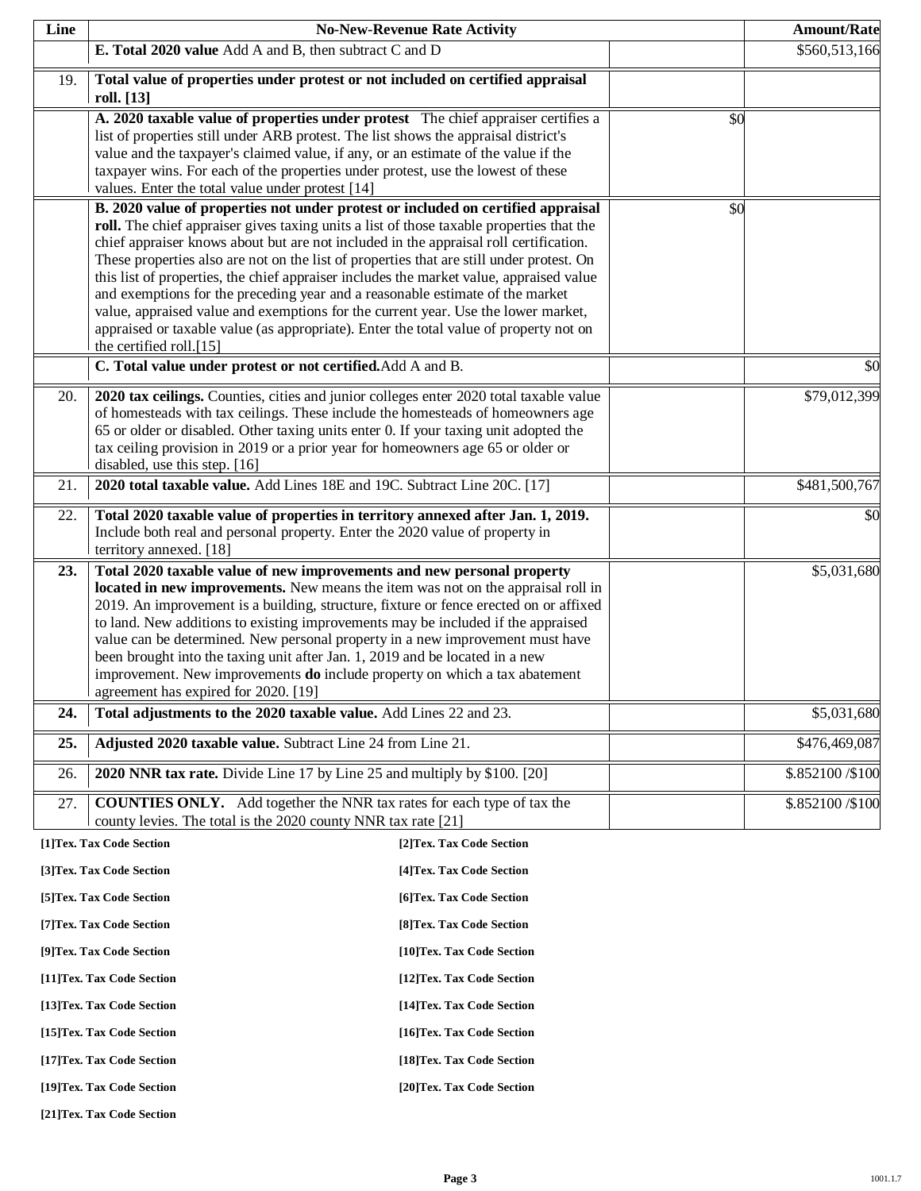| Line | No-New-Revenue Rate Activity | | Amount/Rate |
|---|---|---|---|
| | **E. Total 2020 value** Add A and B, then subtract C and D | | $560,513,166 |
| 19. | **Total value of properties under protest or not included on certified appraisal roll. [13]** | | |
| | **A. 2020 taxable value of properties under protest** The chief appraiser certifies a list of properties still under ARB protest. The list shows the appraisal district's value and the taxpayer's claimed value, if any, or an estimate of the value if the taxpayer wins. For each of the properties under protest, use the lowest of these values. Enter the total value under protest [14] | $0 | |
| | **B. 2020 value of properties not under protest or included on certified appraisal roll.** The chief appraiser gives taxing units a list of those taxable properties that the chief appraiser knows about but are not included in the appraisal roll certification. These properties also are not on the list of properties that are still under protest. On this list of properties, the chief appraiser includes the market value, appraised value and exemptions for the preceding year and a reasonable estimate of the market value, appraised value and exemptions for the current year. Use the lower market, appraised or taxable value (as appropriate). Enter the total value of property not on the certified roll.[15] | $0 | |
| | **C. Total value under protest or not certified.** Add A and B. | | $0 |
| 20. | **2020 tax ceilings.** Counties, cities and junior colleges enter 2020 total taxable value of homesteads with tax ceilings. These include the homesteads of homeowners age 65 or older or disabled. Other taxing units enter 0. If your taxing unit adopted the tax ceiling provision in 2019 or a prior year for homeowners age 65 or older or disabled, use this step. [16] | | $79,012,399 |
| 21. | **2020 total taxable value.** Add Lines 18E and 19C. Subtract Line 20C. [17] | | $481,500,767 |
| 22. | **Total 2020 taxable value of properties in territory annexed after Jan. 1, 2019.** Include both real and personal property. Enter the 2020 value of property in territory annexed. [18] | | $0 |
| **23.** | **Total 2020 taxable value of new improvements and new personal property located in new improvements.** New means the item was not on the appraisal roll in 2019. An improvement is a building, structure, fixture or fence erected on or affixed to land. New additions to existing improvements may be included if the appraised value can be determined. New personal property in a new improvement must have been brought into the taxing unit after Jan. 1, 2019 and be located in a new improvement. New improvements **do** include property on which a tax abatement agreement has expired for 2020. [19] | | $5,031,680 |
| **24.** | **Total adjustments to the 2020 taxable value.** Add Lines 22 and 23. | | $5,031,680 |
| **25.** | **Adjusted 2020 taxable value.** Subtract Line 24 from Line 21. | | $476,469,087 |
| 26. | **2020 NNR tax rate.** Divide Line 17 by Line 25 and multiply by $100. [20] | | $.852100 /$100 |
| 27. | **COUNTIES ONLY.** Add together the NNR tax rates for each type of tax the county levies. The total is the 2020 county NNR tax rate [21] | | $.852100 /$100 |

**[1]Tex. Tax Code Section**

**[2]Tex. Tax Code Section**

**[3]Tex. Tax Code Section**

**[4]Tex. Tax Code Section**

**[5]Tex. Tax Code Section**

**[6]Tex. Tax Code Section**

**[7]Tex. Tax Code Section**

**[8]Tex. Tax Code Section**

**[9]Tex. Tax Code Section**

**[10]Tex. Tax Code Section**

**[11]Tex. Tax Code Section**

**[12]Tex. Tax Code Section**

**[13]Tex. Tax Code Section**

**[14]Tex. Tax Code Section**

**[15]Tex. Tax Code Section**

**[16]Tex. Tax Code Section**

**[17]Tex. Tax Code Section**

**[18]Tex. Tax Code Section**

**[19]Tex. Tax Code Section**

**[20]Tex. Tax Code Section**

**[21]Tex. Tax Code Section**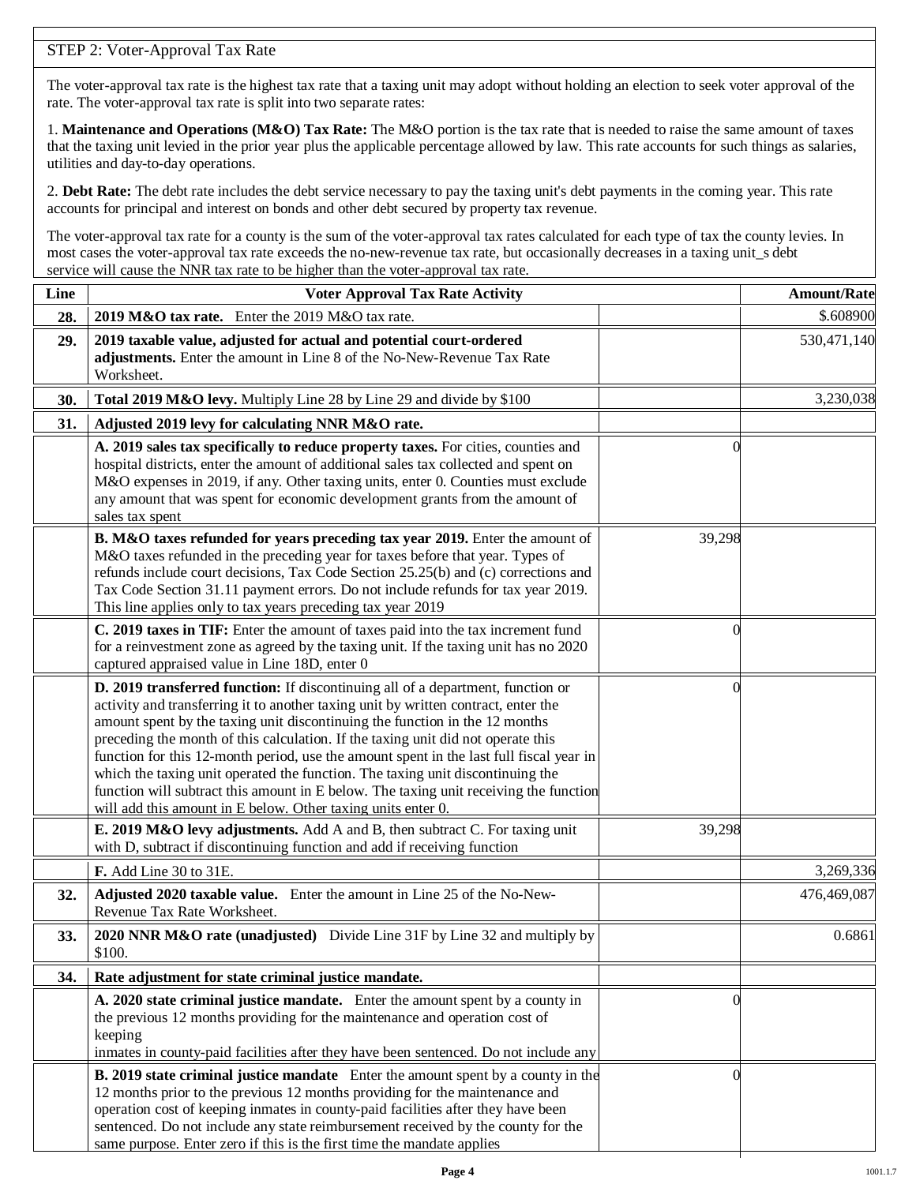STEP 2: Voter-Approval Tax Rate

The voter-approval tax rate is the highest tax rate that a taxing unit may adopt without holding an election to seek voter approval of the rate. The voter-approval tax rate is split into two separate rates:

1. **Maintenance and Operations (M&O) Tax Rate:** The M&O portion is the tax rate that is needed to raise the same amount of taxes that the taxing unit levied in the prior year plus the applicable percentage allowed by law. This rate accounts for such things as salaries, utilities and day-to-day operations.

2. **Debt Rate:** The debt rate includes the debt service necessary to pay the taxing unit's debt payments in the coming year. This rate accounts for principal and interest on bonds and other debt secured by property tax revenue.

The voter-approval tax rate for a county is the sum of the voter-approval tax rates calculated for each type of tax the county levies. In most cases the voter-approval tax rate exceeds the no-new-revenue tax rate, but occasionally decreases in a taxing unit_s debt service will cause the NNR tax rate to be higher than the voter-approval tax rate.

| Line | Voter Approval Tax Rate Activity | | Amount/Rate |
|---|---|---|---|
| **28.** | **2019 M&O tax rate.** Enter the 2019 M&O tax rate. | | $.608900 |
| **29.** | **2019 taxable value, adjusted for actual and potential court-ordered adjustments.** Enter the amount in Line 8 of the No-New-Revenue Tax Rate Worksheet. | | 530,471,140 |
| **30.** | **Total 2019 M&O levy.** Multiply Line 28 by Line 29 and divide by $100 | | 3,230,038 |
| **31.** | **Adjusted 2019 levy for calculating NNR M&O rate.** | | |
| | **A. 2019 sales tax specifically to reduce property taxes.** For cities, counties and hospital districts, enter the amount of additional sales tax collected and spent on M&O expenses in 2019, if any. Other taxing units, enter 0. Counties must exclude any amount that was spent for economic development grants from the amount of sales tax spent | 0 | |
| | **B. M&O taxes refunded for years preceding tax year 2019.** Enter the amount of M&O taxes refunded in the preceding year for taxes before that year. Types of refunds include court decisions, Tax Code Section 25.25(b) and (c) corrections and Tax Code Section 31.11 payment errors. Do not include refunds for tax year 2019. This line applies only to tax years preceding tax year 2019 | 39,298 | |
| | **C. 2019 taxes in TIF:** Enter the amount of taxes paid into the tax increment fund for a reinvestment zone as agreed by the taxing unit. If the taxing unit has no 2020 captured appraised value in Line 18D, enter 0 | 0 | |
| | **D. 2019 transferred function:** If discontinuing all of a department, function or activity and transferring it to another taxing unit by written contract, enter the amount spent by the taxing unit discontinuing the function in the 12 months preceding the month of this calculation. If the taxing unit did not operate this function for this 12-month period, use the amount spent in the last full fiscal year in which the taxing unit operated the function. The taxing unit discontinuing the function will subtract this amount in E below. The taxing unit receiving the function will add this amount in E below. Other taxing units enter 0. | 0 | |
| | **E. 2019 M&O levy adjustments.** Add A and B, then subtract C. For taxing unit with D, subtract if discontinuing function and add if receiving function | 39,298 | |
| | **F.** Add Line 30 to 31E. | | 3,269,336 |
| **32.** | **Adjusted 2020 taxable value.** Enter the amount in Line 25 of the No-New-Revenue Tax Rate Worksheet. | | 476,469,087 |
| **33.** | **2020 NNR M&O rate (unadjusted)** Divide Line 31F by Line 32 and multiply by $100. | | 0.6861 |
| **34.** | **Rate adjustment for state criminal justice mandate.** | | |
| | **A. 2020 state criminal justice mandate.** Enter the amount spent by a county in the previous 12 months providing for the maintenance and operation cost of keeping inmates in county-paid facilities after they have been sentenced. Do not include any | 0 | |
| | **B. 2019 state criminal justice mandate** Enter the amount spent by a county in the 12 months prior to the previous 12 months providing for the maintenance and operation cost of keeping inmates in county-paid facilities after they have been sentenced. Do not include any state reimbursement received by the county for the same purpose. Enter zero if this is the first time the mandate applies | 0 | |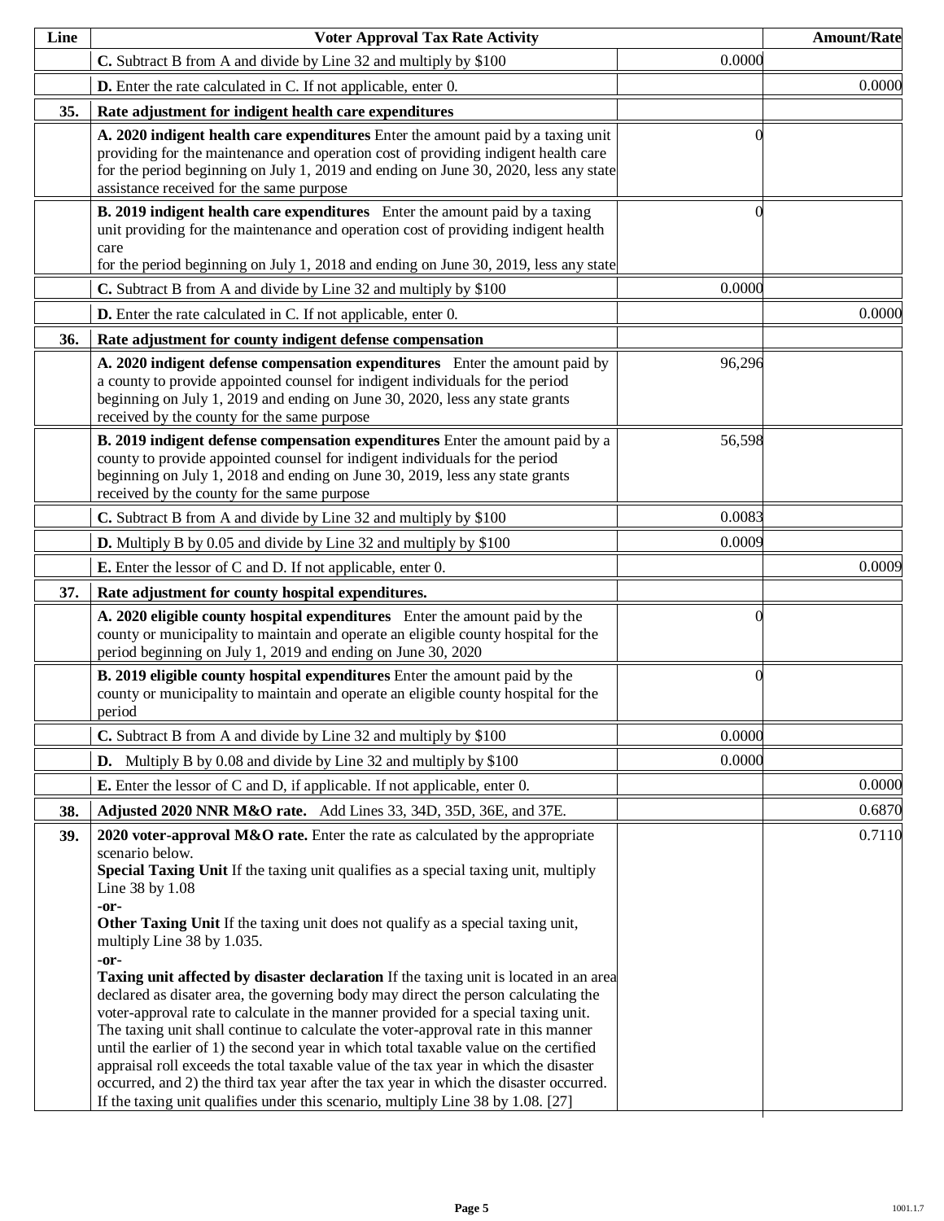| Line | Voter Approval Tax Rate Activity | | Amount/Rate |
|---|---|---|---|
| | **C.** Subtract B from A and divide by Line 32 and multiply by $100 | 0.0000 | |
| | **D.** Enter the rate calculated in C. If not applicable, enter 0. | | 0.0000 |
| **35.** | **Rate adjustment for indigent health care expenditures** | | |
| | **A. 2020 indigent health care expenditures** Enter the amount paid by a taxing unit providing for the maintenance and operation cost of providing indigent health care for the period beginning on July 1, 2019 and ending on June 30, 2020, less any state assistance received for the same purpose | 0 | |
| | **B. 2019 indigent health care expenditures** Enter the amount paid by a taxing unit providing for the maintenance and operation cost of providing indigent health care for the period beginning on July 1, 2018 and ending on June 30, 2019, less any state | 0 | |
| | **C.** Subtract B from A and divide by Line 32 and multiply by $100 | 0.0000 | |
| | **D.** Enter the rate calculated in C. If not applicable, enter 0. | | 0.0000 |
| **36.** | **Rate adjustment for county indigent defense compensation** | | |
| | **A. 2020 indigent defense compensation expenditures** Enter the amount paid by a county to provide appointed counsel for indigent individuals for the period beginning on July 1, 2019 and ending on June 30, 2020, less any state grants received by the county for the same purpose | 96,296 | |
| | **B. 2019 indigent defense compensation expenditures** Enter the amount paid by a county to provide appointed counsel for indigent individuals for the period beginning on July 1, 2018 and ending on June 30, 2019, less any state grants received by the county for the same purpose | 56,598 | |
| | **C.** Subtract B from A and divide by Line 32 and multiply by $100 | 0.0083 | |
| | **D.** Multiply B by 0.05 and divide by Line 32 and multiply by $100 | 0.0009 | |
| | **E.** Enter the lessor of C and D. If not applicable, enter 0. | | 0.0009 |
| **37.** | **Rate adjustment for county hospital expenditures.** | | |
| | **A. 2020 eligible county hospital expenditures** Enter the amount paid by the county or municipality to maintain and operate an eligible county hospital for the period beginning on July 1, 2019 and ending on June 30, 2020 | 0 | |
| | **B. 2019 eligible county hospital expenditures** Enter the amount paid by the county or municipality to maintain and operate an eligible county hospital for the period | 0 | |
| | **C.** Subtract B from A and divide by Line 32 and multiply by $100 | 0.0000 | |
| | **D.** Multiply B by 0.08 and divide by Line 32 and multiply by $100 | 0.0000 | |
| | **E.** Enter the lessor of C and D, if applicable. If not applicable, enter 0. | | 0.0000 |
| **38.** | **Adjusted 2020 NNR M&O rate.** Add Lines 33, 34D, 35D, 36E, and 37E. | | 0.6870 |
| **39.** | **2020 voter-approval M&O rate.** Enter the rate as calculated by the appropriate scenario below. **Special Taxing Unit** If the taxing unit qualifies as a special taxing unit, multiply Line 38 by 1.08 **-or-** **Other Taxing Unit** If the taxing unit does not qualify as a special taxing unit, multiply Line 38 by 1.035. **-or-** **Taxing unit affected by disaster declaration** If the taxing unit is located in an area declared as disater area, the governing body may direct the person calculating the voter-approval rate to calculate in the manner provided for a special taxing unit. The taxing unit shall continue to calculate the voter-approval rate in this manner until the earlier of 1) the second year in which total taxable value on the certified appraisal roll exceeds the total taxable value of the tax year in which the disaster occurred, and 2) the third tax year after the tax year in which the disaster occurred. If the taxing unit qualifies under this scenario, multiply Line 38 by 1.08. [27] | | 0.7110 |

1001.1.7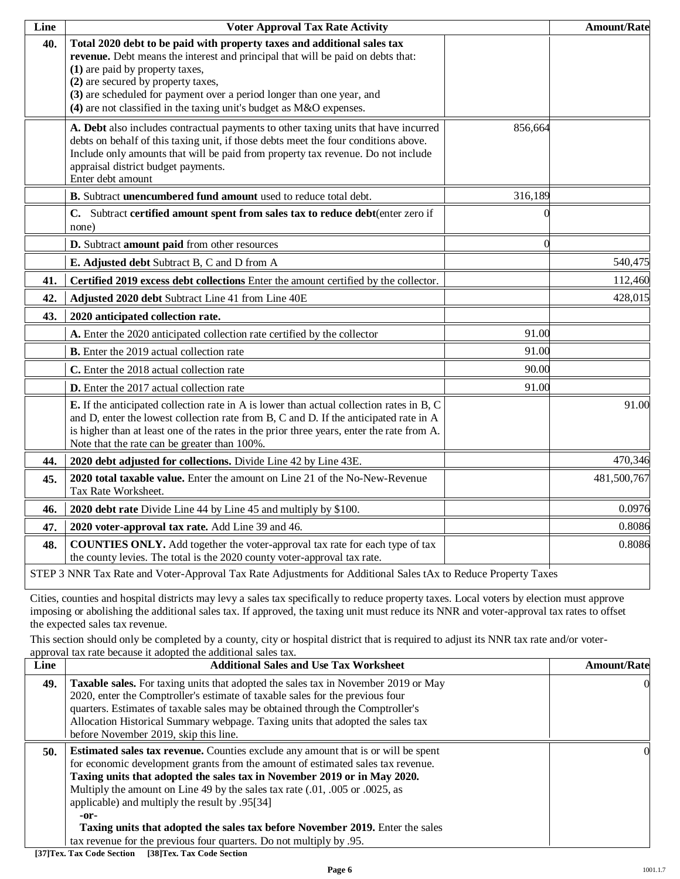| Line | Voter Approval Tax Rate Activity | | Amount/Rate |
|---|---|---|---|
| 40. | **Total 2020 debt to be paid with property taxes and additional sales tax revenue.** Debt means the interest and principal that will be paid on debts that:<br>**(1)** are paid by property taxes,<br>**(2)** are secured by property taxes,<br>**(3)** are scheduled for payment over a period longer than one year, and<br>**(4)** are not classified in the taxing unit's budget as M&O expenses. | | |
| | **A. Debt** also includes contractual payments to other taxing units that have incurred debts on behalf of this taxing unit, if those debts meet the four conditions above. Include only amounts that will be paid from property tax revenue. Do not include appraisal district budget payments.<br>Enter debt amount | 856,664 | |
| | **B.** Subtract **unencumbered fund amount** used to reduce total debt. | 316,189 | |
| | **C.** Subtract **certified amount spent from sales tax to reduce debt**(enter zero if none) | 0 | |
| | **D.** Subtract **amount paid** from other resources | 0 | |
| | **E. Adjusted debt** Subtract B, C and D from A | | 540,475 |
| 41. | **Certified 2019 excess debt collections** Enter the amount certified by the collector. | | 112,460 |
| 42. | **Adjusted 2020 debt** Subtract Line 41 from Line 40E | | 428,015 |
| 43. | **2020 anticipated collection rate.** | | |
| | **A.** Enter the 2020 anticipated collection rate certified by the collector | 91.00 | |
| | **B.** Enter the 2019 actual collection rate | 91.00 | |
| | **C.** Enter the 2018 actual collection rate | 90.00 | |
| | **D.** Enter the 2017 actual collection rate | 91.00 | |
| | **E.** If the anticipated collection rate in A is lower than actual collection rates in B, C and D, enter the lowest collection rate from B, C and D. If the anticipated rate in A is higher than at least one of the rates in the prior three years, enter the rate from A. Note that the rate can be greater than 100%. | | 91.00 |
| 44. | **2020 debt adjusted for collections.** Divide Line 42 by Line 43E. | | 470,346 |
| 45. | **2020 total taxable value.** Enter the amount on Line 21 of the No-New-Revenue Tax Rate Worksheet. | | 481,500,767 |
| 46. | **2020 debt rate** Divide Line 44 by Line 45 and multiply by $100. | | 0.0976 |
| 47. | **2020 voter-approval tax rate.** Add Line 39 and 46. | | 0.8086 |
| 48. | **COUNTIES ONLY.** Add together the voter-approval tax rate for each type of tax the county levies. The total is the 2020 county voter-approval tax rate. | | 0.8086 |

STEP 3 NNR Tax Rate and Voter-Approval Tax Rate Adjustments for Additional Sales tAx to Reduce Property Taxes

Cities, counties and hospital districts may levy a sales tax specifically to reduce property taxes. Local voters by election must approve imposing or abolishing the additional sales tax. If approved, the taxing unit must reduce its NNR and voter-approval tax rates to offset the expected sales tax revenue.

This section should only be completed by a county, city or hospital district that is required to adjust its NNR tax rate and/or voter-approval tax rate because it adopted the additional sales tax.

| Line | Additional Sales and Use Tax Worksheet | Amount/Rate |
|---|---|---|
| 49. | **Taxable sales.** For taxing units that adopted the sales tax in November 2019 or May 2020, enter the Comptroller's estimate of taxable sales for the previous four quarters. Estimates of taxable sales may be obtained through the Comptroller's Allocation Historical Summary webpage. Taxing units that adopted the sales tax before November 2019, skip this line. | 0 |
| 50. | **Estimated sales tax revenue.** Counties exclude any amount that is or will be spent for economic development grants from the amount of estimated sales tax revenue.<br>**Taxing units that adopted the sales tax in November 2019 or in May 2020.** Multiply the amount on Line 49 by the sales tax rate (.01, .005 or .0025, as applicable) and multiply the result by .95[34]<br>**-or-**<br>**Taxing units that adopted the sales tax before November 2019.** Enter the sales tax revenue for the previous four quarters. Do not multiply by .95. | 0 |

**[37]Tex. Tax Code Section [38]Tex. Tax Code Section**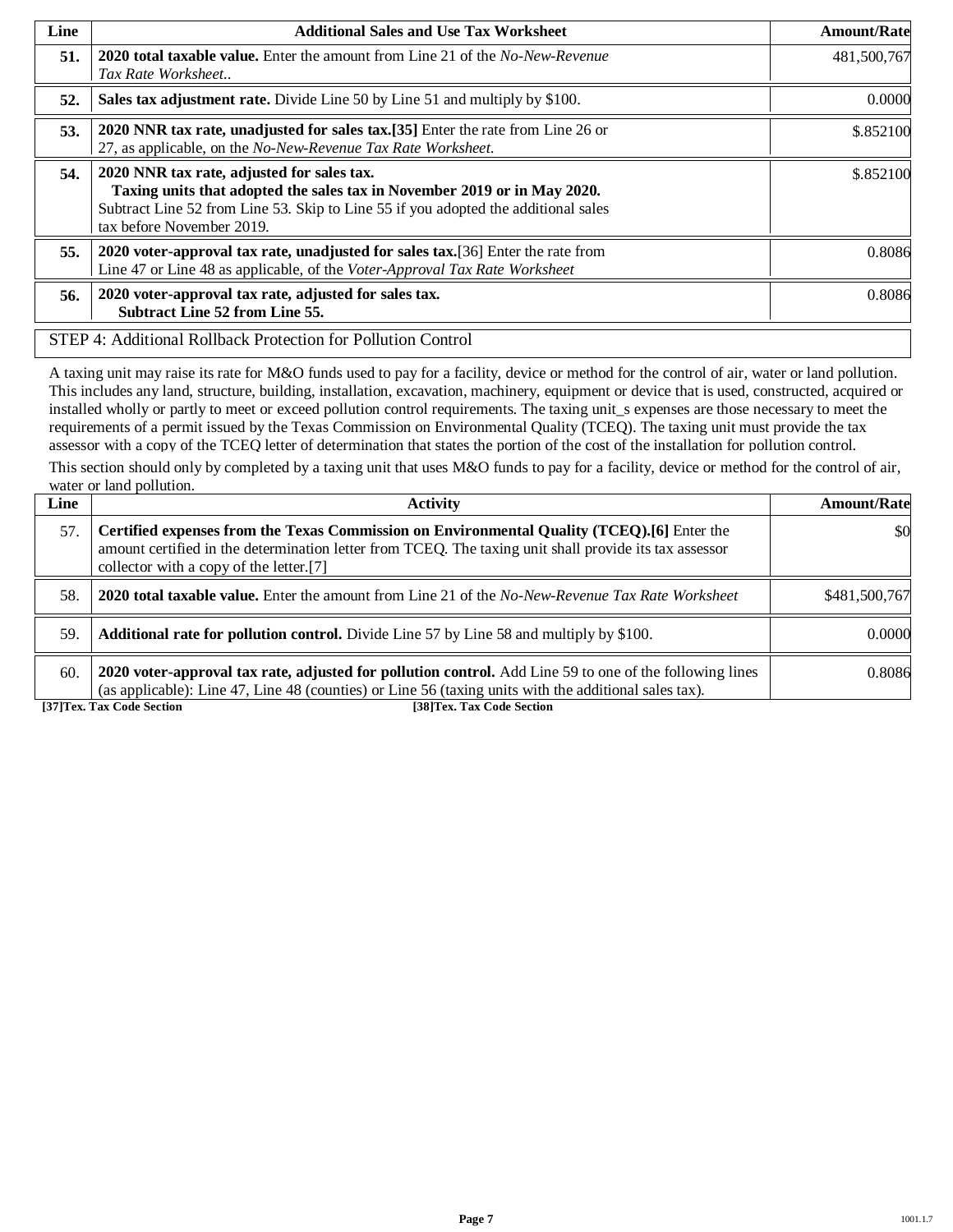| Line | Additional Sales and Use Tax Worksheet | Amount/Rate |
|---|---|---|
| **51.** | **2020 total taxable value.** Enter the amount from Line 21 of the *No-New-Revenue Tax Rate Worksheet..* | 481,500,767 |
| **52.** | **Sales tax adjustment rate.** Divide Line 50 by Line 51 and multiply by $100. | 0.0000 |
| **53.** | **2020 NNR tax rate, unadjusted for sales tax.[35]** Enter the rate from Line 26 or 27, as applicable, on the *No-New-Revenue Tax Rate Worksheet.* | $.852100 |
| **54.** | **2020 NNR tax rate, adjusted for sales tax.** **Taxing units that adopted the sales tax in November 2019 or in May 2020.** Subtract Line 52 from Line 53. Skip to Line 55 if you adopted the additional sales tax before November 2019. | $.852100 |
| **55.** | **2020 voter-approval tax rate, unadjusted for sales tax.**[36] Enter the rate from Line 47 or Line 48 as applicable, of the *Voter-Approval Tax Rate Worksheet* | 0.8086 |
| **56.** | **2020 voter-approval tax rate, adjusted for sales tax.** **Subtract Line 52 from Line 55.** | 0.8086 |

STEP 4: Additional Rollback Protection for Pollution Control

A taxing unit may raise its rate for M&O funds used to pay for a facility, device or method for the control of air, water or land pollution. This includes any land, structure, building, installation, excavation, machinery, equipment or device that is used, constructed, acquired or installed wholly or partly to meet or exceed pollution control requirements. The taxing unit_s expenses are those necessary to meet the requirements of a permit issued by the Texas Commission on Environmental Quality (TCEQ). The taxing unit must provide the tax assessor with a copy of the TCEQ letter of determination that states the portion of the cost of the installation for pollution control.

This section should only by completed by a taxing unit that uses M&O funds to pay for a facility, device or method for the control of air, water or land pollution.

| Line | Activity | Amount/Rate |
|---|---|---|
| 57. | **Certified expenses from the Texas Commission on Environmental Quality (TCEQ).[6]** Enter the amount certified in the determination letter from TCEQ. The taxing unit shall provide its tax assessor collector with a copy of the letter.[7] | $0 |
| 58. | **2020 total taxable value.** Enter the amount from Line 21 of the *No-New-Revenue Tax Rate Worksheet* | $481,500,767 |
| 59. | **Additional rate for pollution control.** Divide Line 57 by Line 58 and multiply by $100. | 0.0000 |
| 60. | **2020 voter-approval tax rate, adjusted for pollution control.** Add Line 59 to one of the following lines (as applicable): Line 47, Line 48 (counties) or Line 56 (taxing units with the additional sales tax). | 0.8086 |

**[37]Tex. Tax Code Section** **[38]Tex. Tax Code Section**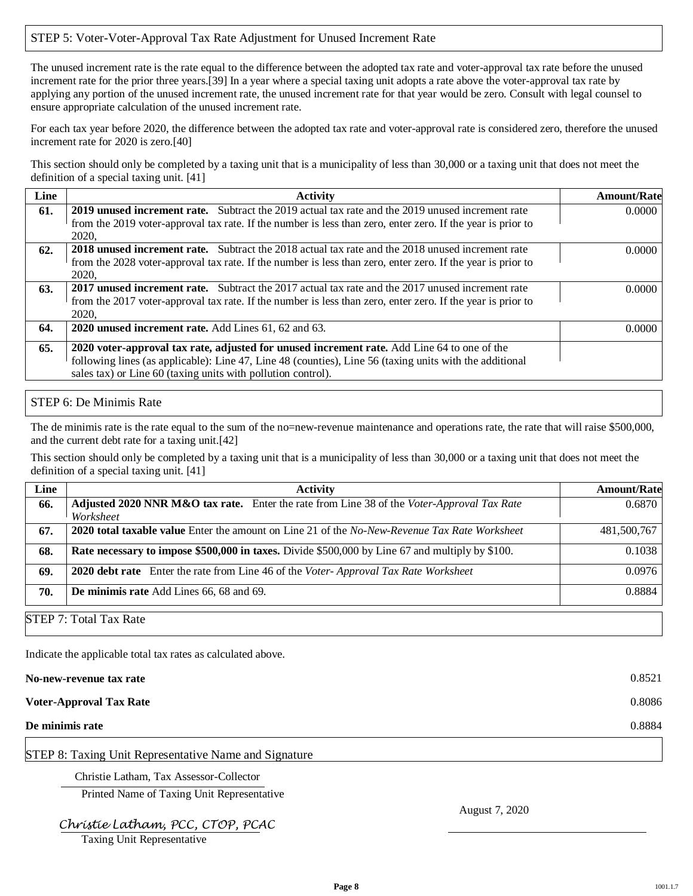## STEP 5: Voter-Voter-Approval Tax Rate Adjustment for Unused Increment Rate

The unused increment rate is the rate equal to the difference between the adopted tax rate and voter-approval tax rate before the unused increment rate for the prior three years.[39] In a year where a special taxing unit adopts a rate above the voter-approval tax rate by applying any portion of the unused increment rate, the unused increment rate for that year would be zero. Consult with legal counsel to ensure appropriate calculation of the unused increment rate.

For each tax year before 2020, the difference between the adopted tax rate and voter-approval rate is considered zero, therefore the unused increment rate for 2020 is zero.[40]

This section should only be completed by a taxing unit that is a municipality of less than 30,000 or a taxing unit that does not meet the definition of a special taxing unit. [41]

| Line | Activity | Amount/Rate |
|---|---|---|
| 61. | **2019 unused increment rate.** Subtract the 2019 actual tax rate and the 2019 unused increment rate from the 2019 voter-approval tax rate. If the number is less than zero, enter zero. If the year is prior to 2020, | 0.0000 |
| 62. | **2018 unused increment rate.** Subtract the 2018 actual tax rate and the 2018 unused increment rate from the 2028 voter-approval tax rate. If the number is less than zero, enter zero. If the year is prior to 2020, | 0.0000 |
| 63. | **2017 unused increment rate.** Subtract the 2017 actual tax rate and the 2017 unused increment rate from the 2017 voter-approval tax rate. If the number is less than zero, enter zero. If the year is prior to 2020, | 0.0000 |
| 64. | **2020 unused increment rate.** Add Lines 61, 62 and 63. | 0.0000 |
| 65. | **2020 voter-approval tax rate, adjusted for unused increment rate.** Add Line 64 to one of the following lines (as applicable): Line 47, Line 48 (counties), Line 56 (taxing units with the additional sales tax) or Line 60 (taxing units with pollution control). | |

## STEP 6: De Minimis Rate

The de minimis rate is the rate equal to the sum of the no=new-revenue maintenance and operations rate, the rate that will raise $500,000, and the current debt rate for a taxing unit.[42]

This section should only be completed by a taxing unit that is a municipality of less than 30,000 or a taxing unit that does not meet the definition of a special taxing unit. [41]

| Line | Activity | Amount/Rate |
|---|---|---|
| 66. | **Adjusted 2020 NNR M&O tax rate.** Enter the rate from Line 38 of the *Voter-Approval Tax Rate Worksheet* | 0.6870 |
| 67. | **2020 total taxable value** Enter the amount on Line 21 of the *No-New-Revenue Tax Rate Worksheet* | 481,500,767 |
| 68. | **Rate necessary to impose $500,000 in taxes.** Divide $500,000 by Line 67 and multiply by $100. | 0.1038 |
| 69. | **2020 debt rate** Enter the rate from Line 46 of the *Voter- Approval Tax Rate Worksheet* | 0.0976 |
| 70. | **De minimis rate** Add Lines 66, 68 and 69. | 0.8884 |

## STEP 7: Total Tax Rate

Indicate the applicable total tax rates as calculated above.

**No-new-revenue tax rate** 0.8521

**Voter-Approval Tax Rate** 0.8086

**De minimis rate** 0.8884

## STEP 8: Taxing Unit Representative Name and Signature

Christie Latham, Tax Assessor-Collector

Printed Name of Taxing Unit Representative

*Christie Latham, PCC, CTOP, PCAC*

Taxing Unit Representative

August 7, 2020